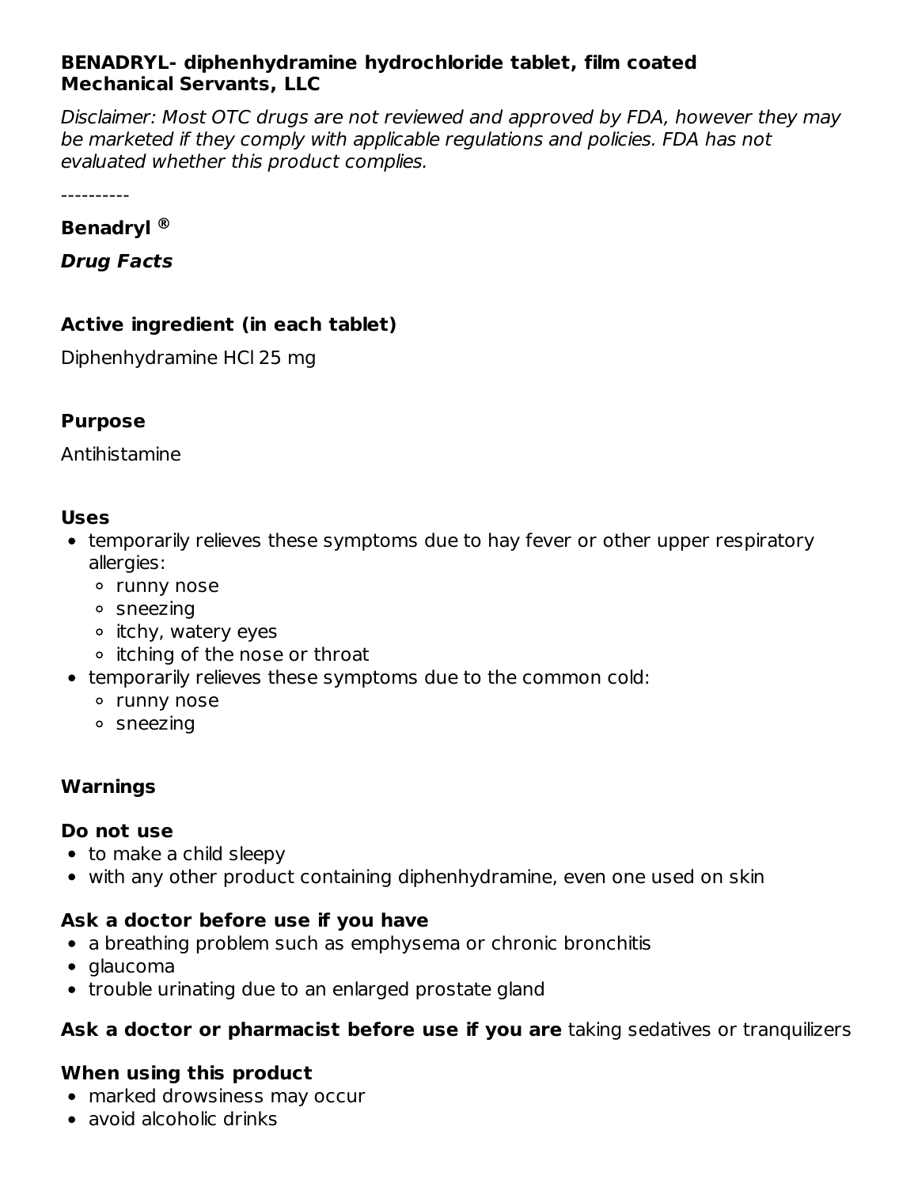**BENADRYL- diphenhydramine hydrochloride tablet, film coated**
**Mechanical Servants, LLC**

*Disclaimer: Most OTC drugs are not reviewed and approved by FDA, however they may be marketed if they comply with applicable regulations and policies. FDA has not evaluated whether this product complies.*

----------

**Benadryl ®**

***Drug Facts***

### Active ingredient (in each tablet)

Diphenhydramine HCl 25 mg

### Purpose

Antihistamine

### Uses

- temporarily relieves these symptoms due to hay fever or other upper respiratory allergies:
  - runny nose
  - sneezing
  - itchy, watery eyes
  - itching of the nose or throat
- temporarily relieves these symptoms due to the common cold:
  - runny nose
  - sneezing

### Warnings

**Do not use**
- to make a child sleepy
- with any other product containing diphenhydramine, even one used on skin

**Ask a doctor before use if you have**
- a breathing problem such as emphysema or chronic bronchitis
- glaucoma
- trouble urinating due to an enlarged prostate gland

**Ask a doctor or pharmacist before use if you are** taking sedatives or tranquilizers

**When using this product**
- marked drowsiness may occur
- avoid alcoholic drinks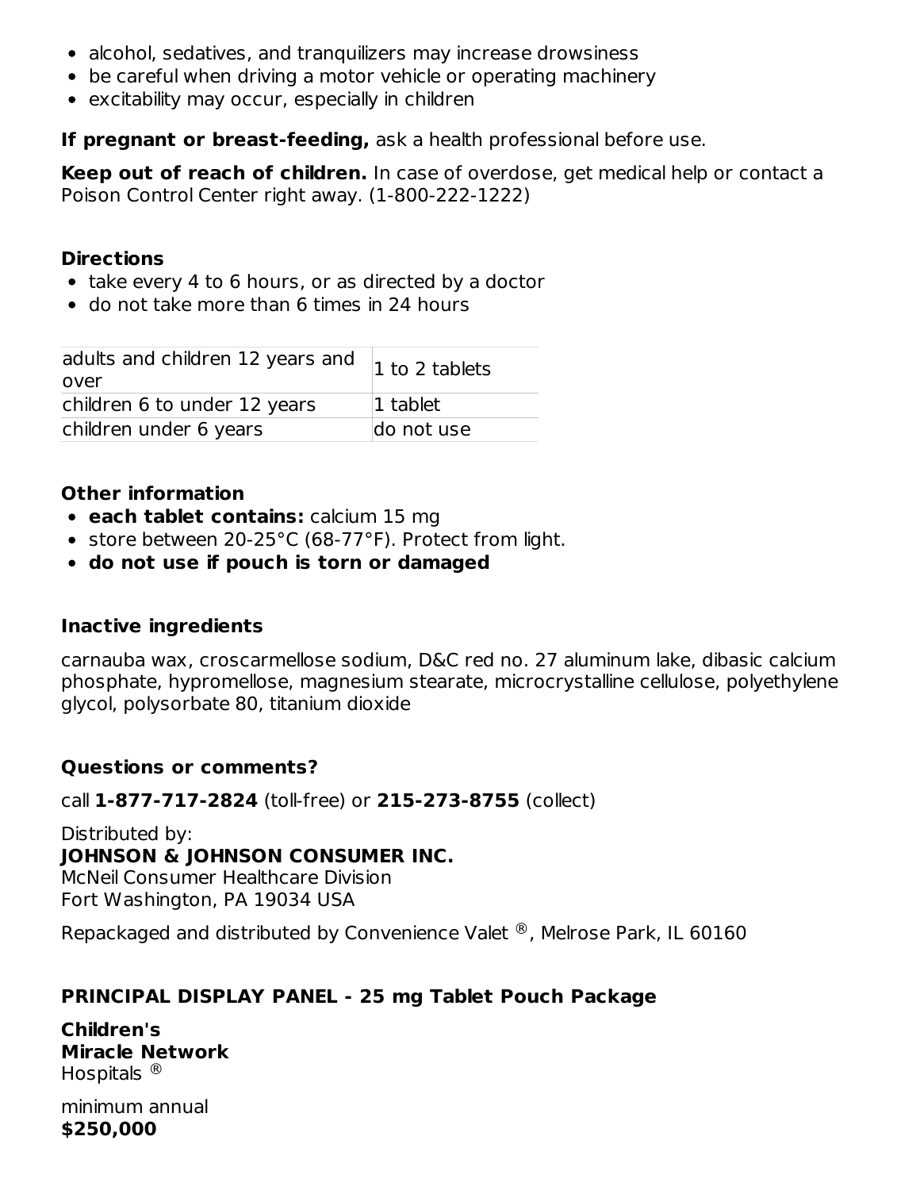- alcohol, sedatives, and tranquilizers may increase drowsiness
- be careful when driving a motor vehicle or operating machinery
- excitability may occur, especially in children

**If pregnant or breast-feeding,** ask a health professional before use.

**Keep out of reach of children.** In case of overdose, get medical help or contact a Poison Control Center right away. (1-800-222-1222)

**Directions**

- take every 4 to 6 hours, or as directed by a doctor
- do not take more than 6 times in 24 hours

| | |
|---|---|
| adults and children 12 years and over | 1 to 2 tablets |
| children 6 to under 12 years | 1 tablet |
| children under 6 years | do not use |

**Other information**

- **each tablet contains:** calcium 15 mg
- store between 20-25°C (68-77°F). Protect from light.
- **do not use if pouch is torn or damaged**

**Inactive ingredients**

carnauba wax, croscarmellose sodium, D&C red no. 27 aluminum lake, dibasic calcium phosphate, hypromellose, magnesium stearate, microcrystalline cellulose, polyethylene glycol, polysorbate 80, titanium dioxide

**Questions or comments?**

call **1-877-717-2824** (toll-free) or **215-273-8755** (collect)

Distributed by:
**JOHNSON & JOHNSON CONSUMER INC.**
McNeil Consumer Healthcare Division
Fort Washington, PA 19034 USA

Repackaged and distributed by Convenience Valet ®, Melrose Park, IL 60160

**PRINCIPAL DISPLAY PANEL - 25 mg Tablet Pouch Package**

**Children's**
**Miracle Network**
Hospitals ®

minimum annual
**$250,000**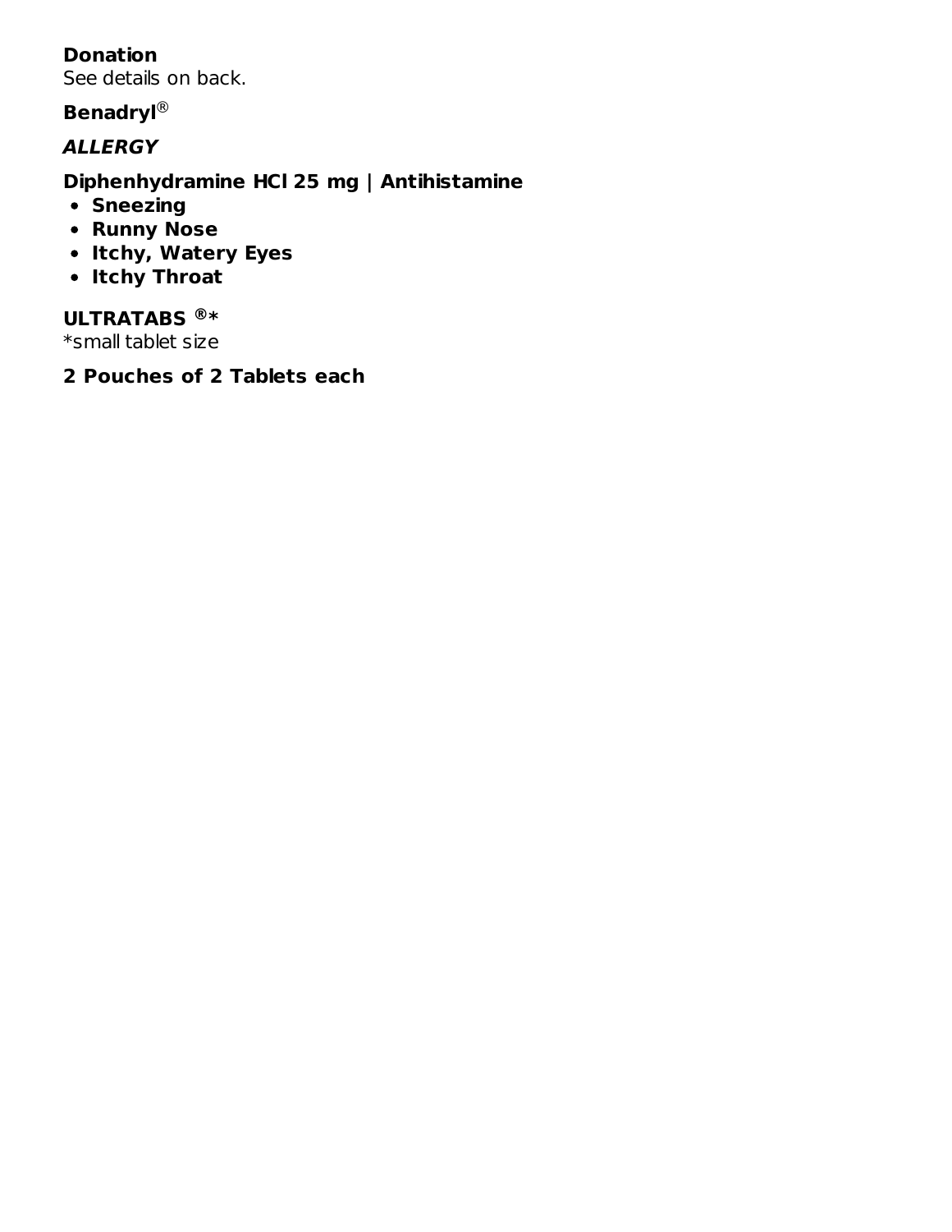**Donation**
See details on back.

**Benadryl®**

***ALLERGY***

**Diphenhydramine HCl 25 mg | Antihistamine**

- **Sneezing**
- **Runny Nose**
- **Itchy, Watery Eyes**
- **Itchy Throat**

**ULTRATABS ®***
*small tablet size

**2 Pouches of 2 Tablets each**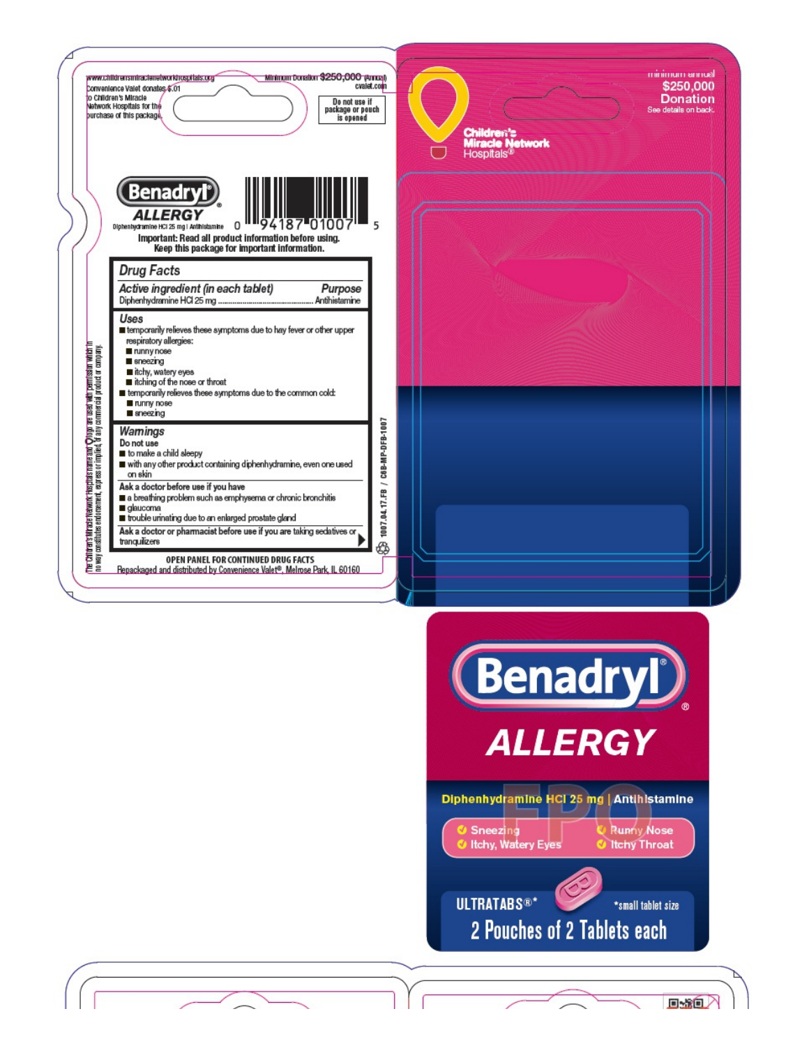www.childrensmiraclenetworkhospitals.org

Convenience Valet donates $.01 to Children's Miracle Network Hospitals for the purchase of this package.

Minimum Donation $250,000 (Annual)

cvalet.com

Do not use if package or pouch is opened

**Benadryl®**

**ALLERGY**

Diphenhydramine HCl 25 mg | Antihistamine

0 94187 01007 5

**Important: Read all product information before using. Keep this package for important information.**

## Drug Facts

| *Active ingredient (in each tablet)* | *Purpose* |
| --- | --- |
| Diphenhydramine HCl 25 mg | Antihistamine |

### Uses

- temporarily relieves these symptoms due to hay fever or other upper respiratory allergies:
  - runny nose
  - sneezing
  - itchy, watery eyes
  - itching of the nose or throat
- temporarily relieves these symptoms due to the common cold:
  - runny nose
  - sneezing

### Warnings

**Do not use**

- to make a child sleepy
- with any other product containing diphenhydramine, even one used on skin

**Ask a doctor before use if you have**

- a breathing problem such as emphysema or chronic bronchitis
- glaucoma
- trouble urinating due to an enlarged prostate gland

**Ask a doctor or pharmacist before use if you are taking sedatives or tranquilizers**

**OPEN PANEL FOR CONTINUED DRUG FACTS**

Repackaged and distributed by Convenience Valet®, Melrose Park, IL 60160

The Children's Miracle Network Hospitals name and logo are used with permission which in no way constitutes endorsement, express or implied, of any commercial product or company.

1007.04.17.FB / CVB-MP-DFB-1007

Children's Miracle Network Hospitals®

minimum annual **$250,000 Donation**

See details on back.

**Benadryl®**

**ALLERGY**

**Diphenhydramine HCl 25 mg | Antihistamine**

- Sneezing
- Itchy, Watery Eyes
- Runny Nose
- Itchy Throat

**ULTRATABS®*** *small tablet size

**2 Pouches of 2 Tablets each**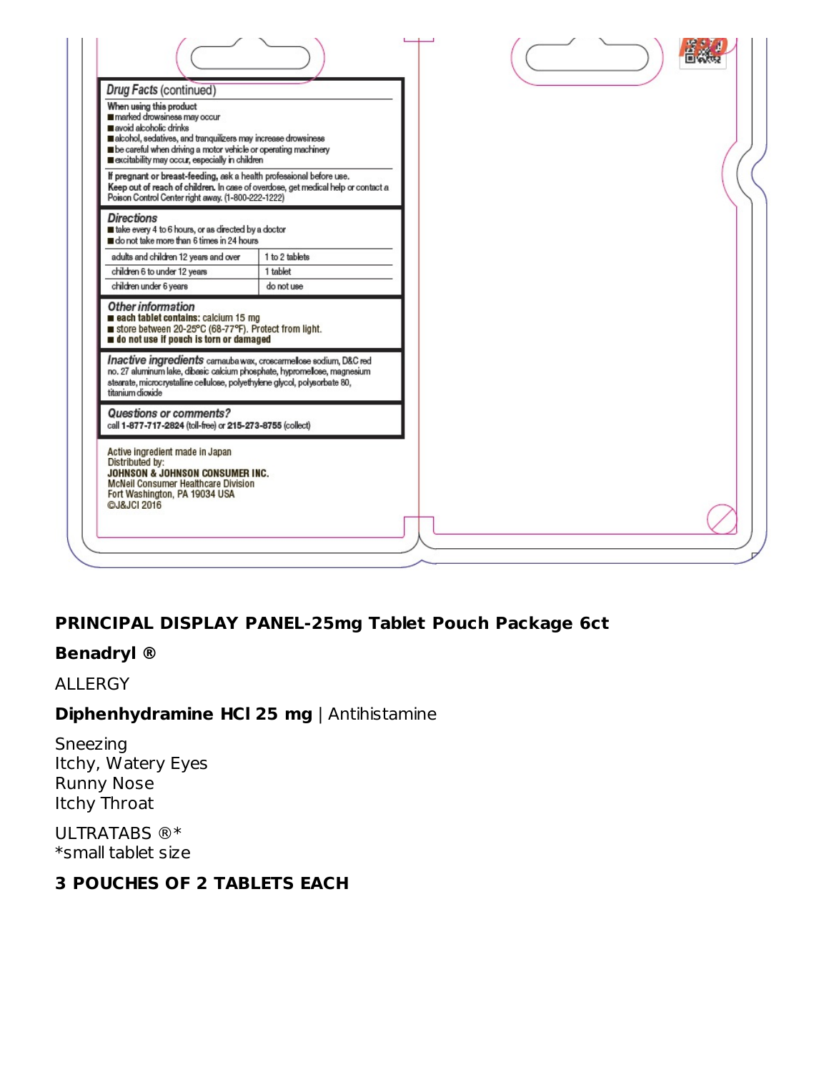**Drug Facts** (continued)

**When using this product**

- marked drowsiness may occur
- avoid alcoholic drinks
- alcohol, sedatives, and tranquilizers may increase drowsiness
- be careful when driving a motor vehicle or operating machinery
- excitability may occur, especially in children

**If pregnant or breast-feeding,** ask a health professional before use.

**Keep out of reach of children.** In case of overdose, get medical help or contact a Poison Control Center right away. (1-800-222-1222)

**Directions**

- take every 4 to 6 hours, or as directed by a doctor
- do not take more than 6 times in 24 hours

| | |
|---|---|
| adults and children 12 years and over | 1 to 2 tablets |
| children 6 to under 12 years | 1 tablet |
| children under 6 years | do not use |

**Other information**

- **each tablet contains:** calcium 15 mg
- store between 20-25°C (68-77°F). Protect from light.
- **do not use if pouch is torn or damaged**

**Inactive ingredients** carnauba wax, croscarmellose sodium, D&C red no. 27 aluminum lake, dibasic calcium phosphate, hypromellose, magnesium stearate, microcrystalline cellulose, polyethylene glycol, polysorbate 80, titanium dioxide

**Questions or comments?**
call **1-877-717-2824** (toll-free) or **215-273-8755** (collect)

Active ingredient made in Japan
Distributed by:
**JOHNSON & JOHNSON CONSUMER INC.**
McNeil Consumer Healthcare Division
Fort Washington, PA 19034 USA
©J&JCI 2016

**PRINCIPAL DISPLAY PANEL-25mg Tablet Pouch Package 6ct**

**Benadryl ®**

ALLERGY

**Diphenhydramine HCl 25 mg** | Antihistamine

Sneezing
Itchy, Watery Eyes
Runny Nose
Itchy Throat

ULTRATABS ®*
*small tablet size

**3 POUCHES OF 2 TABLETS EACH**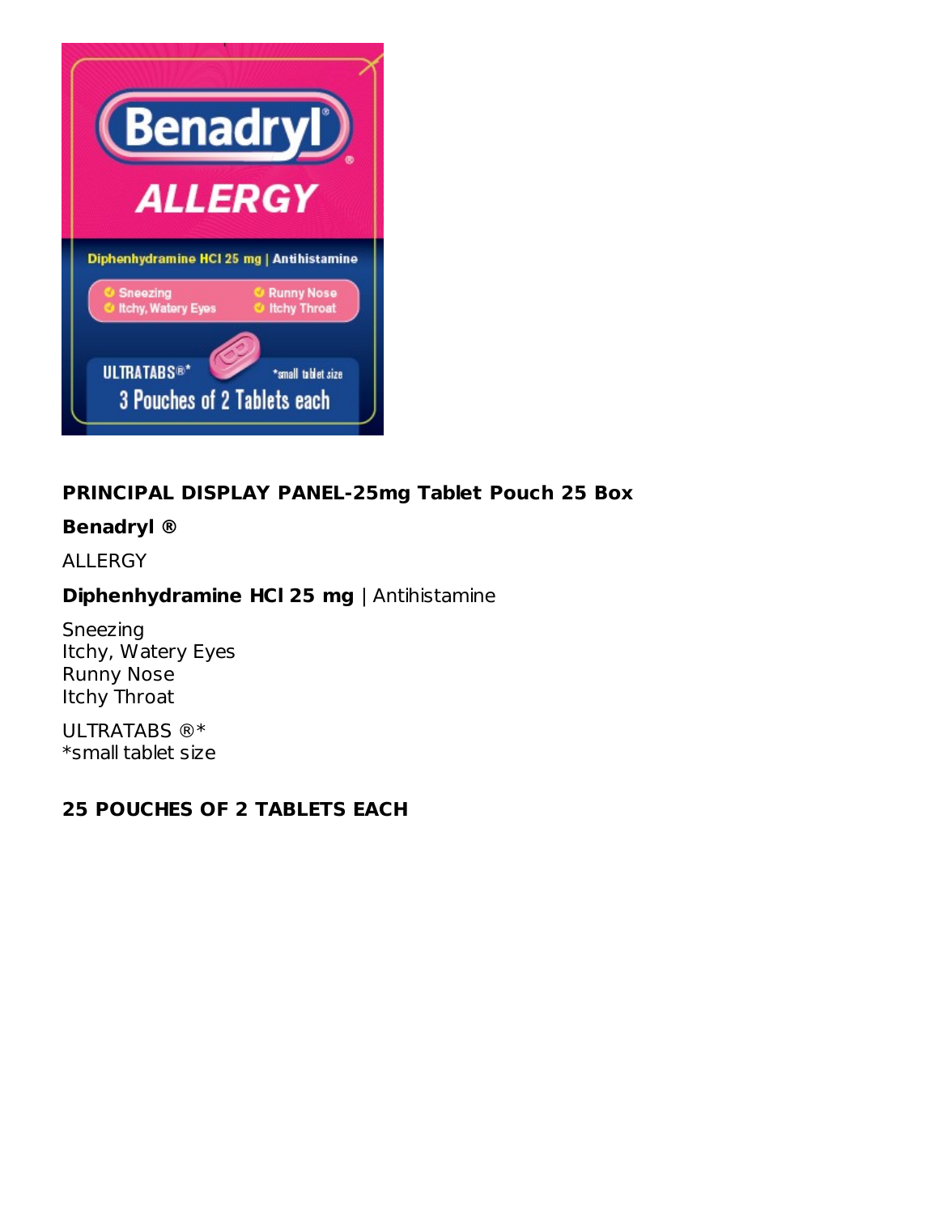**PRINCIPAL DISPLAY PANEL-25mg Tablet Pouch 25 Box**

**Benadryl ®**

ALLERGY

**Diphenhydramine HCl 25 mg** | Antihistamine

Sneezing
Itchy, Watery Eyes
Runny Nose
Itchy Throat

ULTRATABS ®*
*small tablet size

**25 POUCHES OF 2 TABLETS EACH**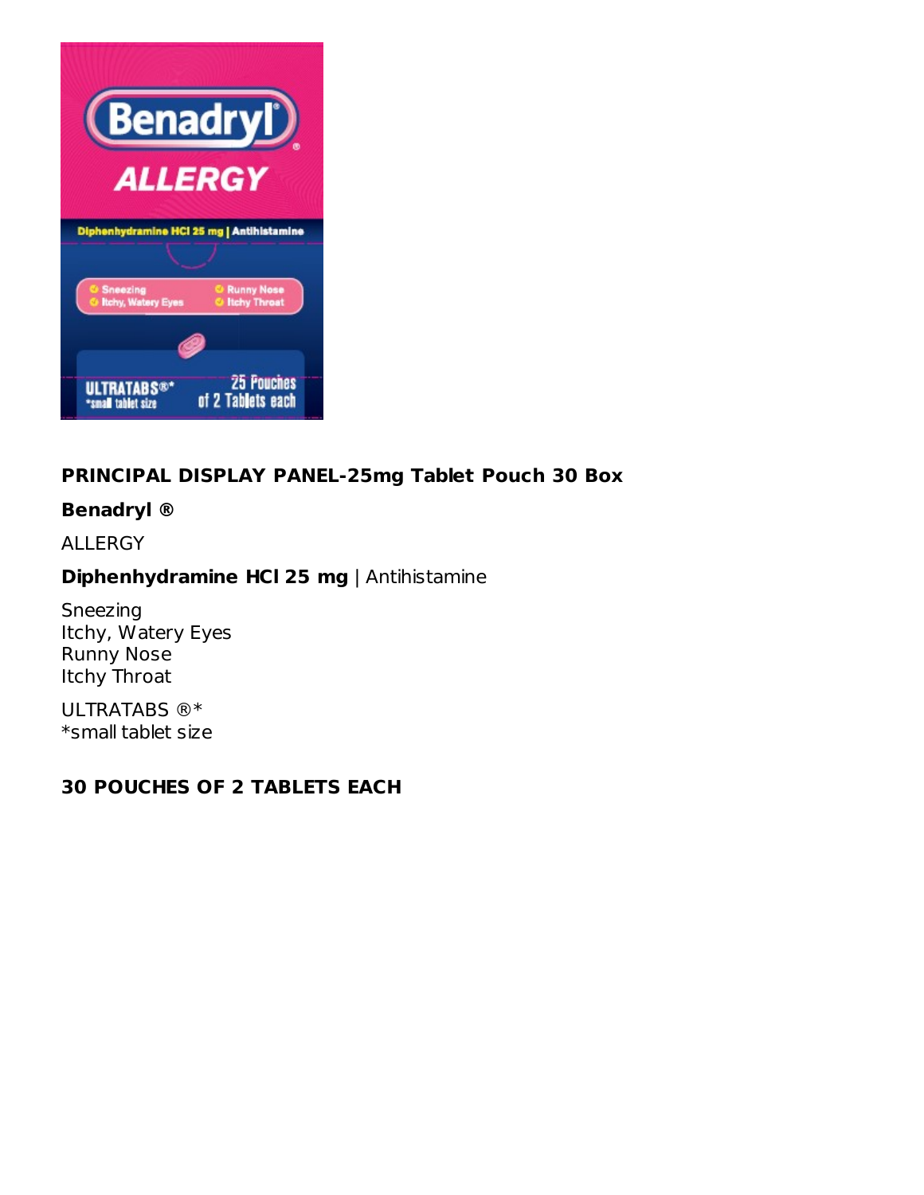**PRINCIPAL DISPLAY PANEL-25mg Tablet Pouch 30 Box**

**Benadryl ®**

ALLERGY

**Diphenhydramine HCl 25 mg** | Antihistamine

Sneezing
Itchy, Watery Eyes
Runny Nose
Itchy Throat

ULTRATABS ®*
*small tablet size

**30 POUCHES OF 2 TABLETS EACH**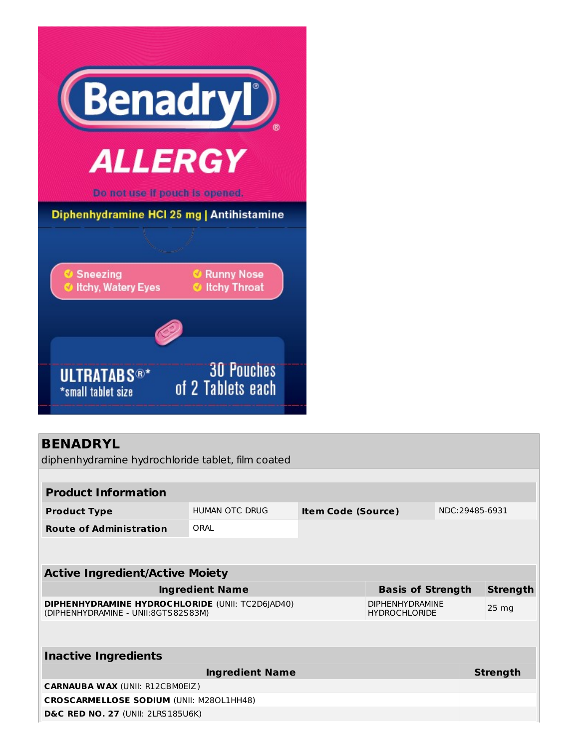Benadryl®

ALLERGY

Do not use if pouch is opened.

Diphenhydramine HCl 25 mg | Antihistamine

- Sneezing
- Runny Nose
- Itchy, Watery Eyes
- Itchy Throat

ULTRATABS®*

*small tablet size

30 Pouches of 2 Tablets each

## BENADRYL

diphenhydramine hydrochloride tablet, film coated

| Product Information | | | |
|---|---|---|---|
| **Product Type** | HUMAN OTC DRUG | **Item Code (Source)** | NDC:29485-6931 |
| **Route of Administration** | ORAL | | |

| Active Ingredient/Active Moiety | | |
|---|---|---|
| **Ingredient Name** | **Basis of Strength** | **Strength** |
| **DIPHENHYDRAMINE HYDROCHLORIDE** (UNII: TC2D6JAD40) (DIPHENHYDRAMINE - UNII:8GTS82S83M) | DIPHENHYDRAMINE HYDROCHLORIDE | 25 mg |

| Inactive Ingredients | |
|---|---|
| **Ingredient Name** | **Strength** |
| **CARNAUBA WAX** (UNII: R12CBM0EIZ) | |
| **CROSCARMELLOSE SODIUM** (UNII: M28OL1HH48) | |
| **D&C RED NO. 27** (UNII: 2LRS185U6K) | |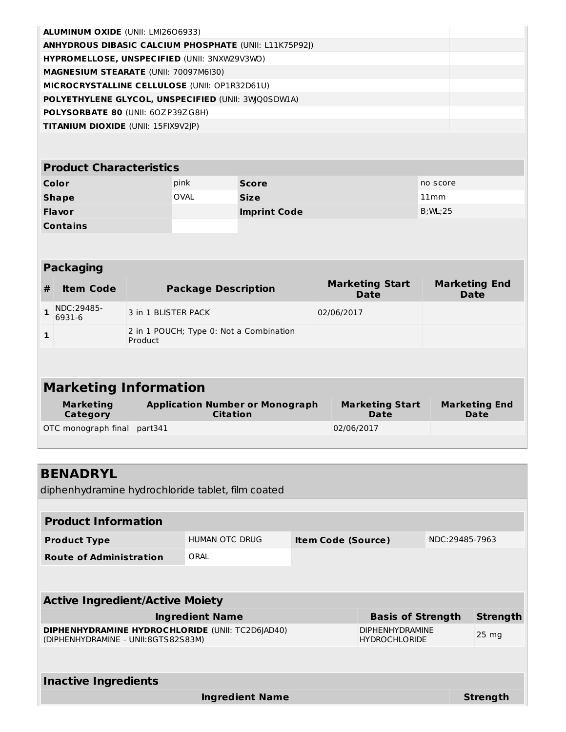| | |
|---|---|
| **ALUMINUM OXIDE** (UNII: LMI26O6933) | |
| **ANHYDROUS DIBASIC CALCIUM PHOSPHATE** (UNII: L11K75P92J) | |
| **HYPROMELLOSE, UNSPECIFIED** (UNII: 3NXW29V3WO) | |
| **MAGNESIUM STEARATE** (UNII: 70097M6I30) | |
| **MICROCRYSTALLINE CELLULOSE** (UNII: OP1R32D61U) | |
| **POLYETHYLENE GLYCOL, UNSPECIFIED** (UNII: 3WJQ0SDW1A) | |
| **POLYSORBATE 80** (UNII: 6OZP39ZG8H) | |
| **TITANIUM DIOXIDE** (UNII: 15FIX9V2JP) | |

| **Product Characteristics** | | | |
|---|---|---|---|
| **Color** | pink | **Score** | no score |
| **Shape** | OVAL | **Size** | 11mm |
| **Flavor** | | **Imprint Code** | B;WL;25 |
| **Contains** | | | |

**Packaging**

| # | Item Code | Package Description | Marketing Start Date | Marketing End Date |
|---|---|---|---|---|
| 1 | NDC:29485-6931-6 | 3 in 1 BLISTER PACK | 02/06/2017 | |
| 1 | | 2 in 1 POUCH; Type 0: Not a Combination Product | | |

## Marketing Information

| Marketing Category | Application Number or Monograph Citation | Marketing Start Date | Marketing End Date |
|---|---|---|---|
| OTC monograph final | part341 | 02/06/2017 | |

# BENADRYL

diphenhydramine hydrochloride tablet, film coated

| **Product Information** | | | |
|---|---|---|---|
| **Product Type** | HUMAN OTC DRUG | **Item Code (Source)** | NDC:29485-7963 |
| **Route of Administration** | ORAL | | |

**Active Ingredient/Active Moiety**

| Ingredient Name | Basis of Strength | Strength |
|---|---|---|
| **DIPHENHYDRAMINE HYDROCHLORIDE** (UNII: TC2D6JAD40) (DIPHENHYDRAMINE - UNII:8GTS82S83M) | DIPHENHYDRAMINE HYDROCHLORIDE | 25 mg |

**Inactive Ingredients**

| Ingredient Name | Strength |
|---|---|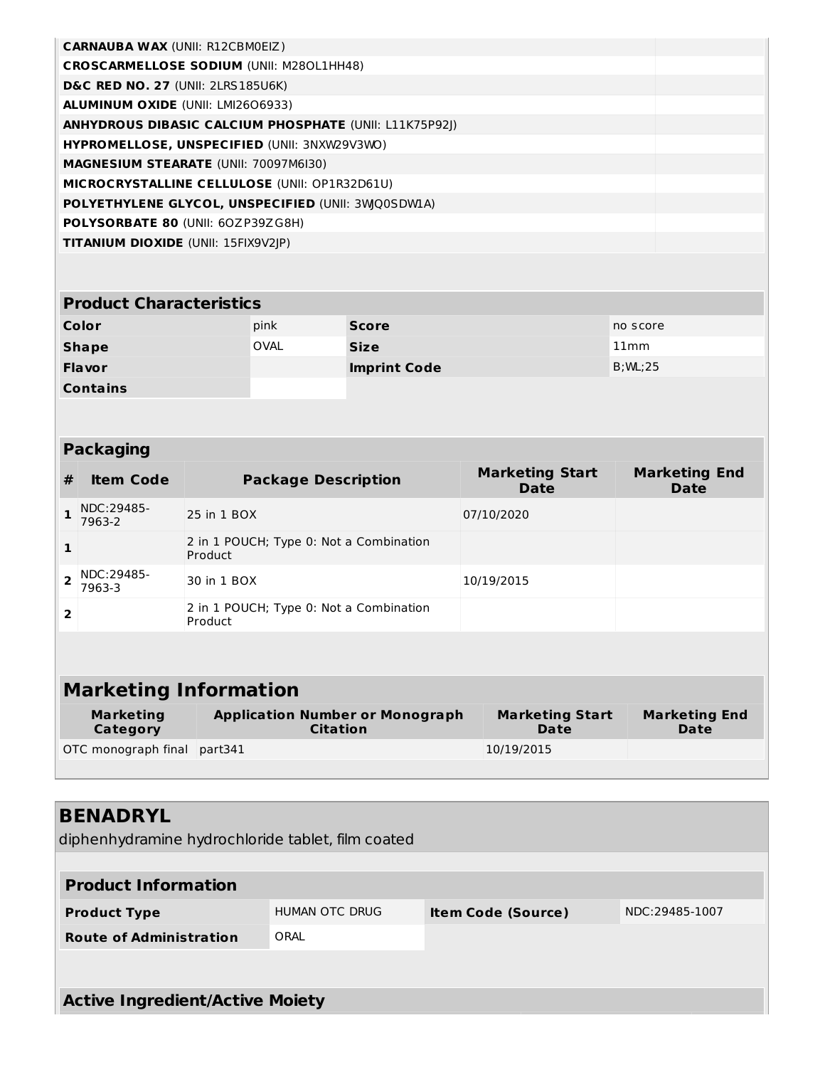| | |
|---|---|
| **CARNAUBA WAX** (UNII: R12CBM0EIZ) | |
| **CROSCARMELLOSE SODIUM** (UNII: M28OL1HH48) | |
| **D&C RED NO. 27** (UNII: 2LRS185U6K) | |
| **ALUMINUM OXIDE** (UNII: LMI26O6933) | |
| **ANHYDROUS DIBASIC CALCIUM PHOSPHATE** (UNII: L11K75P92J) | |
| **HYPROMELLOSE, UNSPECIFIED** (UNII: 3NXW29V3WO) | |
| **MAGNESIUM STEARATE** (UNII: 70097M6I30) | |
| **MICROCRYSTALLINE CELLULOSE** (UNII: OP1R32D61U) | |
| **POLYETHYLENE GLYCOL, UNSPECIFIED** (UNII: 3WJQ0SDW1A) | |
| **POLYSORBATE 80** (UNII: 6OZP39ZG8H) | |
| **TITANIUM DIOXIDE** (UNII: 15FIX9V2JP) | |

| Product Characteristics | | | |
|---|---|---|---|
| **Color** | pink | **Score** | no score |
| **Shape** | OVAL | **Size** | 11mm |
| **Flavor** | | **Imprint Code** | B;WL;25 |
| **Contains** | | | |

**Packaging**

| # | Item Code | Package Description | Marketing Start Date | Marketing End Date |
|---|---|---|---|---|
| 1 | NDC:29485-7963-2 | 25 in 1 BOX | 07/10/2020 | |
| 1 | | 2 in 1 POUCH; Type 0: Not a Combination Product | | |
| 2 | NDC:29485-7963-3 | 30 in 1 BOX | 10/19/2015 | |
| 2 | | 2 in 1 POUCH; Type 0: Not a Combination Product | | |

**Marketing Information**

| Marketing Category | Application Number or Monograph Citation | Marketing Start Date | Marketing End Date |
|---|---|---|---|
| OTC monograph final | part341 | 10/19/2015 | |

## BENADRYL

diphenhydramine hydrochloride tablet, film coated

| Product Information | | | |
|---|---|---|---|
| **Product Type** | HUMAN OTC DRUG | **Item Code (Source)** | NDC:29485-1007 |
| **Route of Administration** | ORAL | | |

**Active Ingredient/Active Moiety**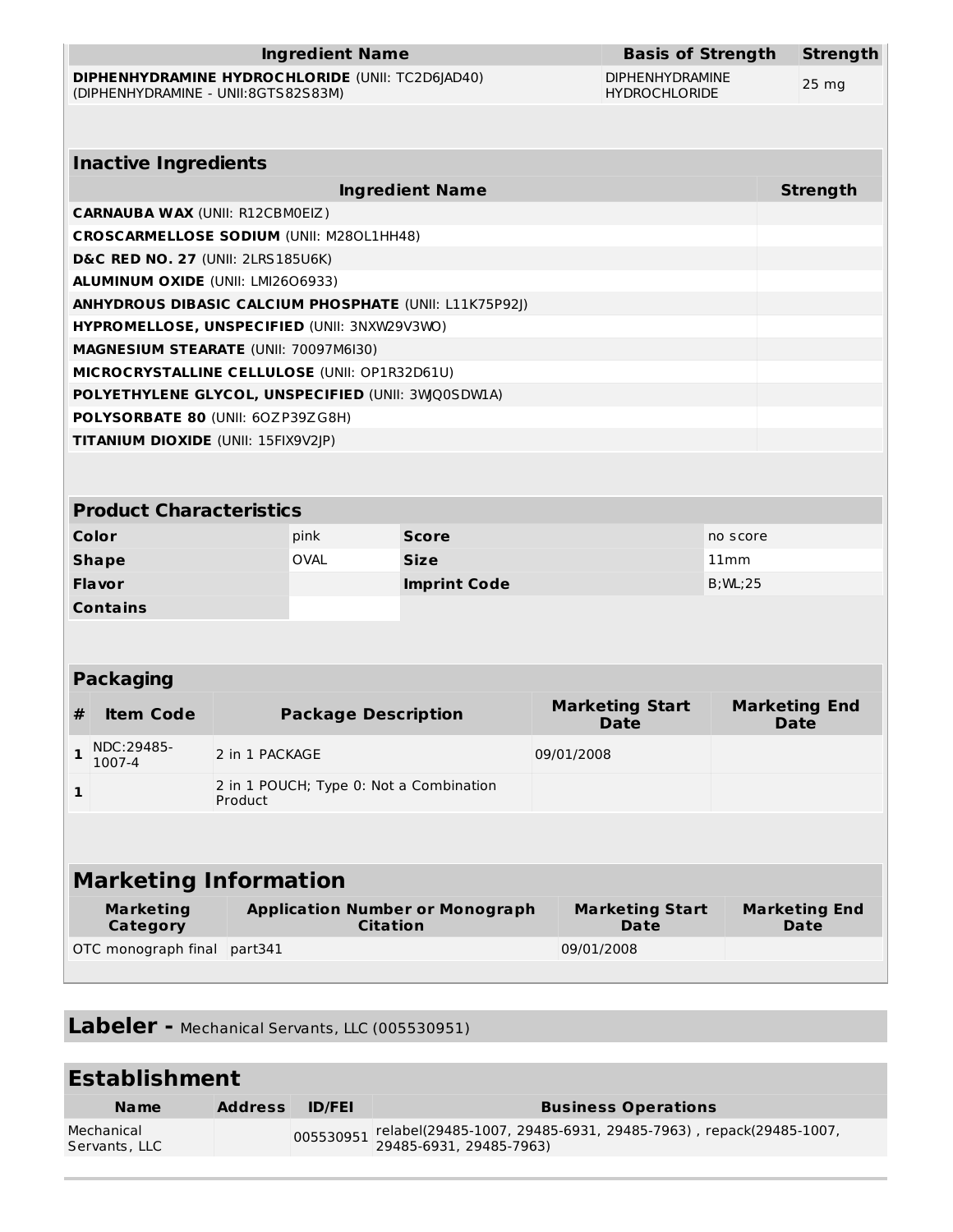| Ingredient Name | Basis of Strength | Strength |
|---|---|---|
| **DIPHENHYDRAMINE HYDROCHLORIDE** (UNII: TC2D6JAD40) (DIPHENHYDRAMINE - UNII:8GTS82S83M) | DIPHENHYDRAMINE HYDROCHLORIDE | 25 mg |

## Inactive Ingredients

| Ingredient Name | Strength |
|---|---|
| **CARNAUBA WAX** (UNII: R12CBM0EIZ) | |
| **CROSCARMELLOSE SODIUM** (UNII: M28OL1HH48) | |
| **D&C RED NO. 27** (UNII: 2LRS185U6K) | |
| **ALUMINUM OXIDE** (UNII: LMI26O6933) | |
| **ANHYDROUS DIBASIC CALCIUM PHOSPHATE** (UNII: L11K75P92J) | |
| **HYPROMELLOSE, UNSPECIFIED** (UNII: 3NXW29V3WO) | |
| **MAGNESIUM STEARATE** (UNII: 70097M6I30) | |
| **MICROCRYSTALLINE CELLULOSE** (UNII: OP1R32D61U) | |
| **POLYETHYLENE GLYCOL, UNSPECIFIED** (UNII: 3WJQ0SDW1A) | |
| **POLYSORBATE 80** (UNII: 6OZP39ZG8H) | |
| **TITANIUM DIOXIDE** (UNII: 15FIX9V2JP) | |

## Product Characteristics

| | | | |
|---|---|---|---|
| **Color** | pink | **Score** | no score |
| **Shape** | OVAL | **Size** | 11mm |
| **Flavor** | | **Imprint Code** | B;WL;25 |
| **Contains** | | | |

## Packaging

| # | Item Code | Package Description | Marketing Start Date | Marketing End Date |
|---|---|---|---|---|
| 1 | NDC:29485-1007-4 | 2 in 1 PACKAGE | 09/01/2008 | |
| 1 | | 2 in 1 POUCH; Type 0: Not a Combination Product | | |

## Marketing Information

| Marketing Category | Application Number or Monograph Citation | Marketing Start Date | Marketing End Date |
|---|---|---|---|
| OTC monograph final | part341 | 09/01/2008 | |

## Labeler - Mechanical Servants, LLC (005530951)

## Establishment

| Name | Address | ID/FEI | Business Operations |
|---|---|---|---|
| Mechanical Servants, LLC | | 005530951 | relabel(29485-1007, 29485-6931, 29485-7963) , repack(29485-1007, 29485-6931, 29485-7963) |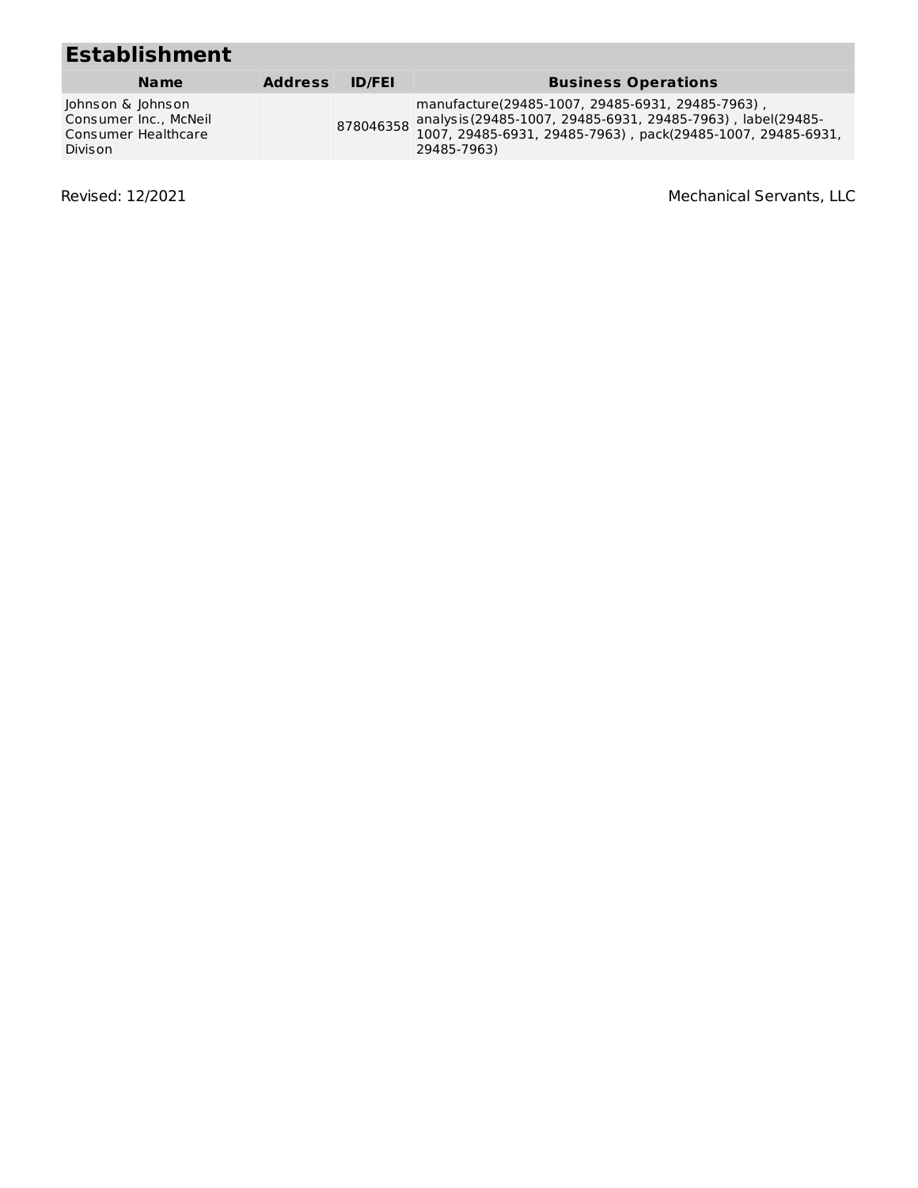## Establishment

| Name | Address | ID/FEI | Business Operations |
| --- | --- | --- | --- |
| Johnson & Johnson Consumer Inc., McNeil Consumer Healthcare Divison | | 878046358 | manufacture(29485-1007, 29485-6931, 29485-7963) , analysis(29485-1007, 29485-6931, 29485-7963) , label(29485-1007, 29485-6931, 29485-7963) , pack(29485-1007, 29485-6931, 29485-7963) |

Revised: 12/2021

Mechanical Servants, LLC